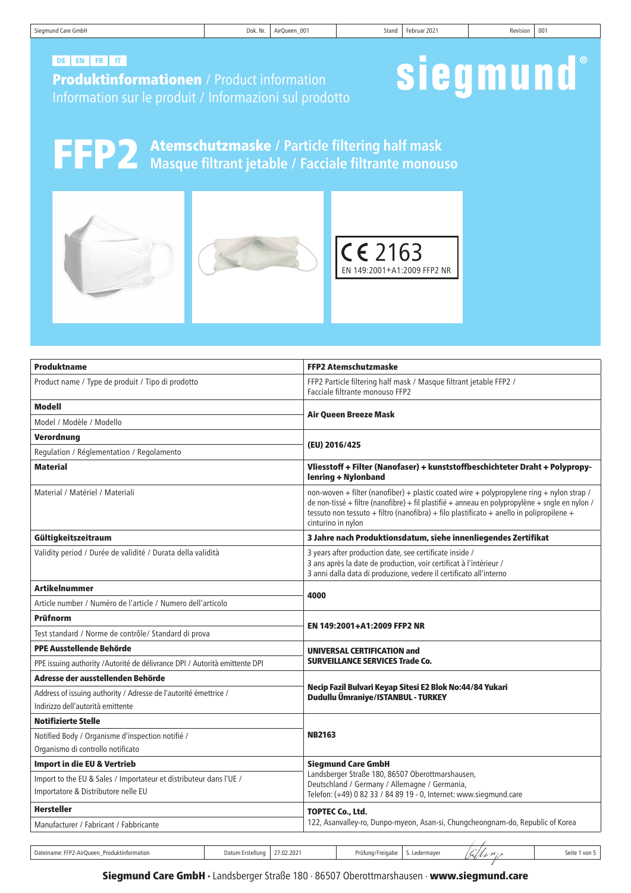DE | EN | FR | IT

# Produktinformationen / Product information / Information sur le produit / Informazioni sul prodotto

siegmund®

## FFP2 Atemschutzmaske / Particle filtering half mask / Masque filtrant jetable / Facciale filtrante monouso

CE 2163
EN 149:2001+A1:2009 FFP2 NR

| **Produktname** | **FFP2 Atemschutzmaske** |
|---|---|
| Product name / Type de produit / Tipo di prodotto | FFP2 Particle filtering half mask / Masque filtrant jetable FFP2 / Facciale filtrante monouso FFP2 |
| **Modell**<br>Model / Modèle / Modello | **Air Queen Breeze Mask** |
| **Verordnung**<br>Regulation / Réglementation / Regolamento | **(EU) 2016/425** |
| **Material** | **Vliesstoff + Filter (Nanofaser) + kunststoffbeschichteter Draht + Polypropylenring + Nylonband** |
| Material / Matériel / Materiali | non-woven + filter (nanofiber) + plastic coated wire + polypropylene ring + nylon strap / de non-tissé + filtre (nanofibre) + fil plastifié + anneau en polypropylène + sngle en nylon / tessuto non tessuto + filtro (nanofibra) + filo plastificato + anello in polipropilene + cinturino in nylon |
| **Gültigkeitszeitraum** | **3 Jahre nach Produktionsdatum, siehe innenliegendes Zertifikat** |
| Validity period / Durée de validité / Durata della validità | 3 years after production date, see certificate inside / 3 ans après la date de production, voir certificat à l'intérieur / 3 anni dalla data di produzione, vedere il certificato all'interno |
| **Artikelnummer**<br>Article number / Numéro de l'article / Numero dell'articolo | **4000** |
| **Prüfnorm**<br>Test standard / Norme de contrôle/ Standard di prova | **EN 149:2001+A1:2009 FFP2 NR** |
| **PPE Ausstellende Behörde**<br>PPE issuing authority /Autorité de délivrance DPI / Autorità emittente DPI | **UNIVERSAL CERTIFICATION and SURVEILLANCE SERVICES Trade Co.** |
| **Adresse der ausstellenden Behörde**<br>Address of issuing authority / Adresse de l'autorité émettrice / Indirizzo dell'autorità emittente | **Necip Fazil Bulvari Keyap Sitesi E2 Blok No:44/84 Yukari Dudullu Ümraniye/ISTANBUL - TURKEY** |
| **Notifizierte Stelle**<br>Notified Body / Organisme d'inspection notifié / Organismo di controllo notificato | **NB2163** |
| **Import in die EU & Vertrieb**<br>Import to the EU & Sales / Importateur et distributeur dans l'UE / Importatore & Distributore nelle EU | **Siegmund Care GmbH**<br>Landsberger Straße 180, 86507 Oberottmarshausen, Deutschland / Germany / Allemagne / Germania, Telefon: (+49) 0 82 33 / 84 89 19 - 0, Internet: www.siegmund.care |
| **Hersteller**<br>Manufacturer / Fabricant / Fabbricante | **TOPTEC Co., Ltd.**<br>122, Asanvalley-ro, Dunpo-myeon, Asan-si, Chungcheongnam-do, Republic of Korea |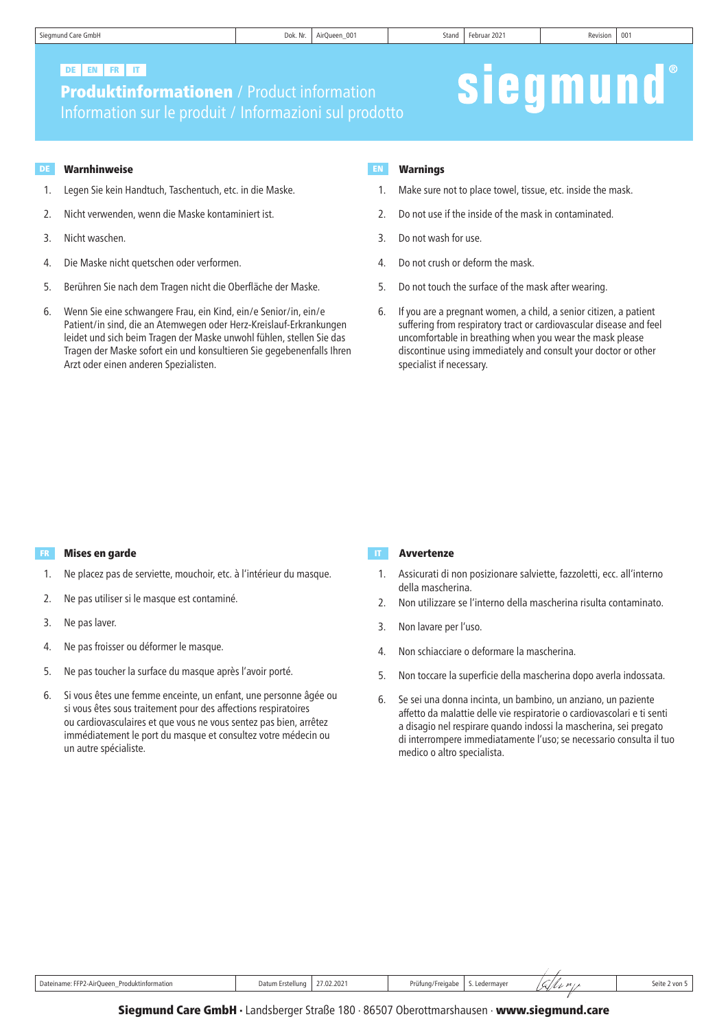DE EN FR IT

# Produktinformationen / Product information
# Information sur le produit / Informazioni sul prodotto

siegmund®

## DE Warnhinweise

1. Legen Sie kein Handtuch, Taschentuch, etc. in die Maske.
2. Nicht verwenden, wenn die Maske kontaminiert ist.
3. Nicht waschen.
4. Die Maske nicht quetschen oder verformen.
5. Berühren Sie nach dem Tragen nicht die Oberfläche der Maske.
6. Wenn Sie eine schwangere Frau, ein Kind, ein/e Senior/in, ein/e Patient/in sind, die an Atemwegen oder Herz-Kreislauf-Erkrankungen leidet und sich beim Tragen der Maske unwohl fühlen, stellen Sie das Tragen der Maske sofort ein und konsultieren Sie gegebenenfalls Ihren Arzt oder einen anderen Spezialisten.

## EN Warnings

1. Make sure not to place towel, tissue, etc. inside the mask.
2. Do not use if the inside of the mask in contaminated.
3. Do not wash for use.
4. Do not crush or deform the mask.
5. Do not touch the surface of the mask after wearing.
6. If you are a pregnant women, a child, a senior citizen, a patient suffering from respiratory tract or cardiovascular disease and feel uncomfortable in breathing when you wear the mask please discontinue using immediately and consult your doctor or other specialist if necessary.

## FR Mises en garde

1. Ne placez pas de serviette, mouchoir, etc. à l'intérieur du masque.
2. Ne pas utiliser si le masque est contaminé.
3. Ne pas laver.
4. Ne pas froisser ou déformer le masque.
5. Ne pas toucher la surface du masque après l'avoir porté.
6. Si vous êtes une femme enceinte, un enfant, une personne âgée ou si vous êtes sous traitement pour des affections respiratoires ou cardiovasculaires et que vous ne vous sentez pas bien, arrêtez immédiatement le port du masque et consultez votre médecin ou un autre spécialiste.

## IT Avvertenze

1. Assicurati di non posizionare salviette, fazzoletti, ecc. all'interno della mascherina.
2. Non utilizzare se l'interno della mascherina risulta contaminato.
3. Non lavare per l'uso.
4. Non schiacciare o deformare la mascherina.
5. Non toccare la superficie della mascherina dopo averla indossata.
6. Se sei una donna incinta, un bambino, un anziano, un paziente affetto da malattie delle vie respiratorie o cardiovascolari e ti senti a disagio nel respirare quando indossi la mascherina, sei pregato di interrompere immediatamente l'uso; se necessario consulta il tuo medico o altro specialista.

**Siegmund Care GmbH** · Landsberger Straße 180 · 86507 Oberottmarshausen · **www.siegmund.care**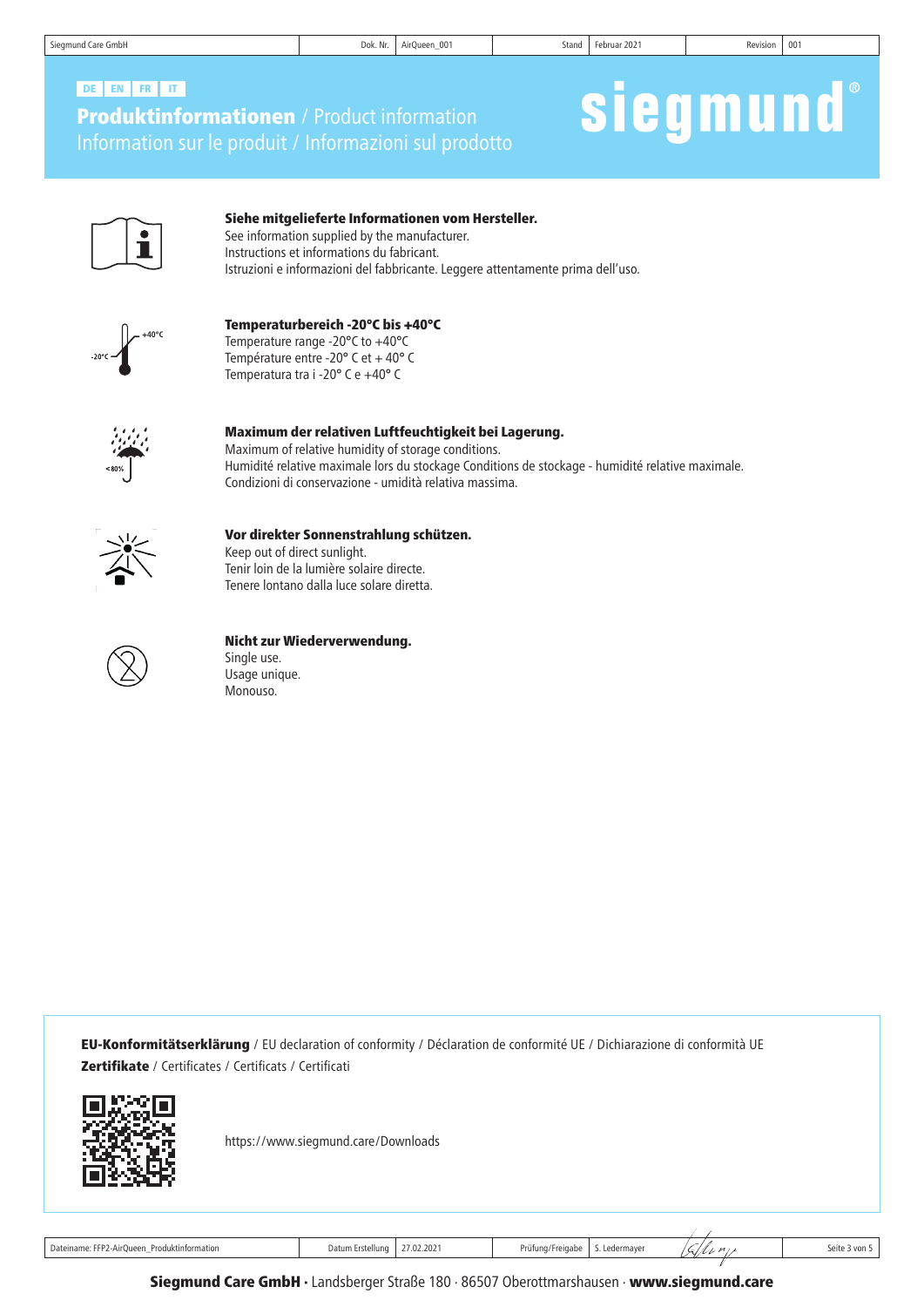DE | EN | FR | IT

# **Produktinformationen** / Product information Information sur le produit / Informazioni sul prodotto

siegmund®

**Siehe mitgelieferte Informationen vom Hersteller.**
See information supplied by the manufacturer.
Instructions et informations du fabricant.
Istruzioni e informazioni del fabbricante. Leggere attentamente prima dell'uso.

+40°C
-20°C

**Temperaturbereich -20°C bis +40°C**
Temperature range -20°C to +40°C
Température entre -20° C et + 40° C
Temperatura tra i -20° C e +40° C

<80%

**Maximum der relativen Luftfeuchtigkeit bei Lagerung.**
Maximum of relative humidity of storage conditions.
Humidité relative maximale lors du stockage Conditions de stockage - humidité relative maximale.
Condizioni di conservazione - umidità relativa massima.

**Vor direkter Sonnenstrahlung schützen.**
Keep out of direct sunlight.
Tenir loin de la lumière solaire directe.
Tenere lontano dalla luce solare diretta.

**Nicht zur Wiederverwendung.**
Single use.
Usage unique.
Monouso.

**EU-Konformitätserklärung** / EU declaration of conformity / Déclaration de conformité UE / Dichiarazione di conformità UE
**Zertifikate** / Certificates / Certificats / Certificati

https://www.siegmund.care/Downloads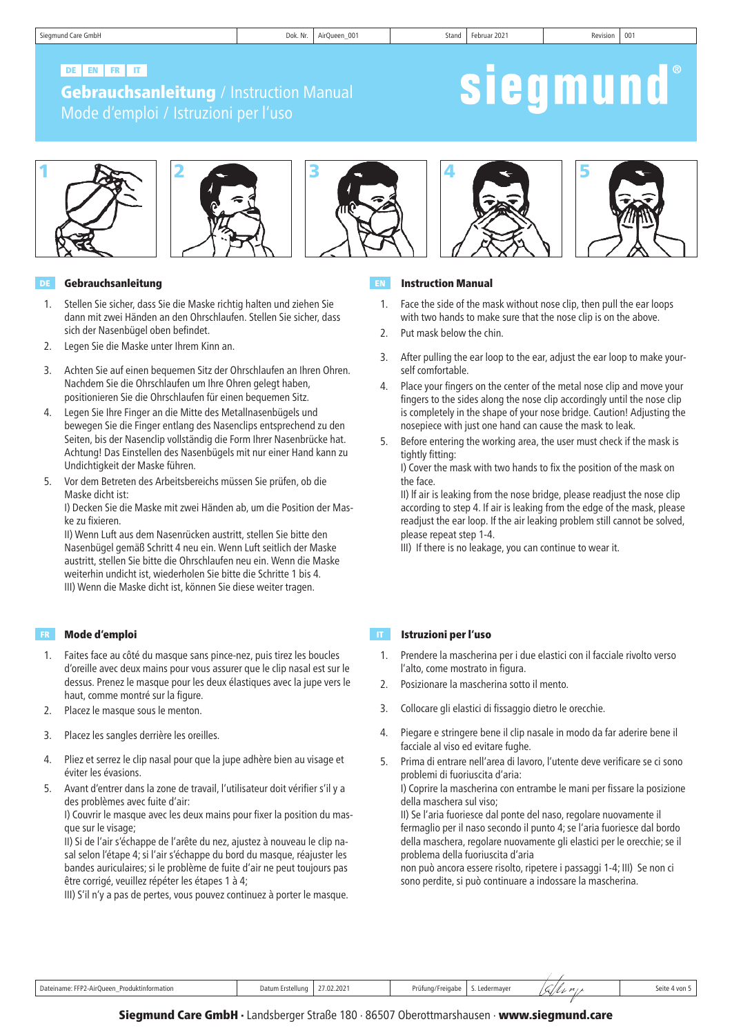DE EN FR IT

# Gebrauchsanleitung / Instruction Manual Mode d'emploi / Istruzioni per l'uso

siegmund®

1 2 3 4 5

## DE Gebrauchsanleitung

1. Stellen Sie sicher, dass Sie die Maske richtig halten und ziehen Sie dann mit zwei Händen an den Ohrschlaufen. Stellen Sie sicher, dass sich der Nasenbügel oben befindet.
2. Legen Sie die Maske unter Ihrem Kinn an.
3. Achten Sie auf einen bequemen Sitz der Ohrschlaufen an Ihren Ohren. Nachdem Sie die Ohrschlaufen um Ihre Ohren gelegt haben, positionieren Sie die Ohrschlaufen für einen bequemen Sitz.
4. Legen Sie Ihre Finger an die Mitte des Metallnasenbügels und bewegen Sie die Finger entlang des Nasenclips entsprechend zu den Seiten, bis der Nasenclip vollständig die Form Ihrer Nasenbrücke hat. Achtung! Das Einstellen des Nasenbügels mit nur einer Hand kann zu Undichtigkeit der Maske führen.
5. Vor dem Betreten des Arbeitsbereichs müssen Sie prüfen, ob die Maske dicht ist:
   I) Decken Sie die Maske mit zwei Händen ab, um die Position der Maske zu fixieren.
   II) Wenn Luft aus dem Nasenrücken austritt, stellen Sie bitte den Nasenbügel gemäß Schritt 4 neu ein. Wenn Luft seitlich der Maske austritt, stellen Sie bitte die Ohrschlaufen neu ein. Wenn die Maske weiterhin undicht ist, wiederholen Sie bitte die Schritte 1 bis 4.
   III) Wenn die Maske dicht ist, können Sie diese weiter tragen.

## EN Instruction Manual

1. Face the side of the mask without nose clip, then pull the ear loops with two hands to make sure that the nose clip is on the above.
2. Put mask below the chin.
3. After pulling the ear loop to the ear, adjust the ear loop to make yourself comfortable.
4. Place your fingers on the center of the metal nose clip and move your fingers to the sides along the nose clip accordingly until the nose clip is completely in the shape of your nose bridge. Caution! Adjusting the nosepiece with just one hand can cause the mask to leak.
5. Before entering the working area, the user must check if the mask is tightly fitting:
   I) Cover the mask with two hands to fix the position of the mask on the face.
   II) If air is leaking from the nose bridge, please readjust the nose clip according to step 4. If air is leaking from the edge of the mask, please readjust the ear loop. If the air leaking problem still cannot be solved, please repeat step 1-4.
   III) If there is no leakage, you can continue to wear it.

## FR Mode d'emploi

1. Faites face au côté du masque sans pince-nez, puis tirez les boucles d'oreille avec deux mains pour vous assurer que le clip nasal est sur le dessus. Prenez le masque pour les deux élastiques avec la jupe vers le haut, comme montré sur la figure.
2. Placez le masque sous le menton.
3. Placez les sangles derrière les oreilles.
4. Pliez et serrez le clip nasal pour que la jupe adhère bien au visage et éviter les évasions.
5. Avant d'entrer dans la zone de travail, l'utilisateur doit vérifier s'il y a des problèmes avec fuite d'air:
   I) Couvrir le masque avec les deux mains pour fixer la position du masque sur le visage;
   II) Si de l'air s'échappe de l'arête du nez, ajustez à nouveau le clip nasal selon l'étape 4; si l'air s'échappe du bord du masque, réajuster les bandes auriculaires; si le problème de fuite d'air ne peut toujours pas être corrigé, veuillez répéter les étapes 1 à 4;
   III) S'il n'y a pas de pertes, vous pouvez continuez à porter le masque.

## IT Istruzioni per l'uso

1. Prendere la mascherina per i due elastici con il facciale rivolto verso l'alto, come mostrato in figura.
2. Posizionare la mascherina sotto il mento.
3. Collocare gli elastici di fissaggio dietro le orecchie.
4. Piegare e stringere bene il clip nasale in modo da far aderire bene il facciale al viso ed evitare fughe.
5. Prima di entrare nell'area di lavoro, l'utente deve verificare se ci sono problemi di fuoriuscita d'aria:
   I) Coprire la mascherina con entrambe le mani per fissare la posizione della maschera sul viso;
   II) Se l'aria fuoriesce dal ponte del naso, regolare nuovamente il fermaglio per il naso secondo il punto 4; se l'aria fuoriesce dal bordo della maschera, regolare nuovamente gli elastici per le orecchie; se il problema della fuoriuscita d'aria
   non può ancora essere risolto, ripetere i passaggi 1-4; III) Se non ci sono perdite, si può continuare a indossare la mascherina.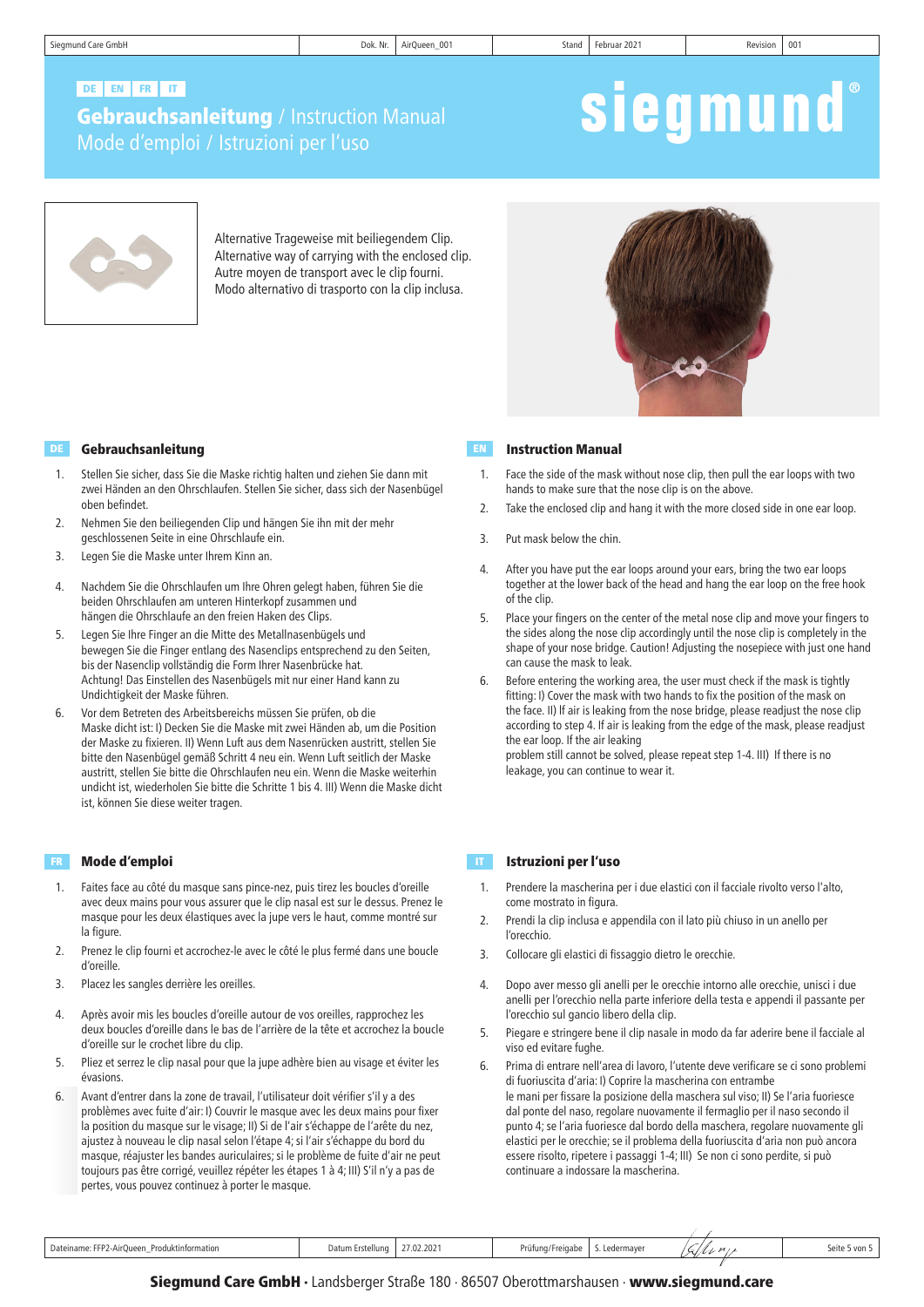DE | EN | FR | IT

# Gebrauchsanleitung / Instruction Manual Mode d'emploi / Istruzioni per l'uso

siegmund®

Alternative Trageweise mit beiliegendem Clip.
Alternative way of carrying with the enclosed clip.
Autre moyen de transport avec le clip fourni.
Modo alternativo di trasporto con la clip inclusa.

## DE Gebrauchsanleitung

1. Stellen Sie sicher, dass Sie die Maske richtig halten und ziehen Sie dann mit zwei Händen an den Ohrschlaufen. Stellen Sie sicher, dass sich der Nasenbügel oben befindet.
2. Nehmen Sie den beiliegenden Clip und hängen Sie ihn mit der mehr geschlossenen Seite in eine Ohrschlaufe ein.
3. Legen Sie die Maske unter Ihrem Kinn an.
4. Nachdem Sie die Ohrschlaufen um Ihre Ohren gelegt haben, führen Sie die beiden Ohrschlaufen am unteren Hinterkopf zusammen und hängen die Ohrschlaufe an den freien Haken des Clips.
5. Legen Sie Ihre Finger an die Mitte des Metallnasenbügels und bewegen Sie die Finger entlang des Nasenclips entsprechend zu den Seiten, bis der Nasenclip vollständig die Form Ihrer Nasenbrücke hat. Achtung! Das Einstellen des Nasenbügels mit nur einer Hand kann zu Undichtigkeit der Maske führen.
6. Vor dem Betreten des Arbeitsbereichs müssen Sie prüfen, ob die Maske dicht ist: I) Decken Sie die Maske mit zwei Händen ab, um die Position der Maske zu fixieren. II) Wenn Luft aus dem Nasenrücken austritt, stellen Sie bitte den Nasenbügel gemäß Schritt 4 neu ein. Wenn Luft seitlich der Maske austritt, stellen Sie bitte die Ohrschlaufen neu ein. Wenn die Maske weiterhin undicht ist, wiederholen Sie bitte die Schritte 1 bis 4. III) Wenn die Maske dicht ist, können Sie diese weiter tragen.

## EN Instruction Manual

1. Face the side of the mask without nose clip, then pull the ear loops with two hands to make sure that the nose clip is on the above.
2. Take the enclosed clip and hang it with the more closed side in one ear loop.
3. Put mask below the chin.
4. After you have put the ear loops around your ears, bring the two ear loops together at the lower back of the head and hang the ear loop on the free hook of the clip.
5. Place your fingers on the center of the metal nose clip and move your fingers to the sides along the nose clip accordingly until the nose clip is completely in the shape of your nose bridge. Caution! Adjusting the nosepiece with just one hand can cause the mask to leak.
6. Before entering the working area, the user must check if the mask is tightly fitting: I) Cover the mask with two hands to fix the position of the mask on the face. II) If air is leaking from the nose bridge, please readjust the nose clip according to step 4. If air is leaking from the edge of the mask, please readjust the ear loop. If the air leaking problem still cannot be solved, please repeat step 1-4. III) If there is no leakage, you can continue to wear it.

## FR Mode d'emploi

1. Faites face au côté du masque sans pince-nez, puis tirez les boucles d'oreille avec deux mains pour vous assurer que le clip nasal est sur le dessus. Prenez le masque pour les deux élastiques avec la jupe vers le haut, comme montré sur la figure.
2. Prenez le clip fourni et accrochez-le avec le côté le plus fermé dans une boucle d'oreille.
3. Placez les sangles derrière les oreilles.
4. Après avoir mis les boucles d'oreille autour de vos oreilles, rapprochez les deux boucles d'oreille dans le bas de l'arrière de la tête et accrochez la boucle d'oreille sur le crochet libre du clip.
5. Pliez et serrez le clip nasal pour que la jupe adhère bien au visage et éviter les évasions.
6. Avant d'entrer dans la zone de travail, l'utilisateur doit vérifier s'il y a des problèmes avec fuite d'air: I) Couvrir le masque avec les deux mains pour fixer la position du masque sur le visage; II) Si de l'air s'échappe de l'arête du nez, ajustez à nouveau le clip nasal selon l'étape 4; si l'air s'échappe du bord du masque, réajuster les bandes auriculaires; si le problème de fuite d'air ne peut toujours pas être corrigé, veuillez répéter les étapes 1 à 4; III) S'il n'y a pas de pertes, vous pouvez continuez à porter le masque.

## IT Istruzioni per l'uso

1. Prendere la mascherina per i due elastici con il facciale rivolto verso l'alto, come mostrato in figura.
2. Prendi la clip inclusa e appendila con il lato più chiuso in un anello per l'orecchio.
3. Collocare gli elastici di fissaggio dietro le orecchie.
4. Dopo aver messo gli anelli per le orecchie intorno alle orecchie, unisci i due anelli per l'orecchio nella parte inferiore della testa e appendi il passante per l'orecchio sul gancio libero della clip.
5. Piegare e stringere bene il clip nasale in modo da far aderire bene il facciale al viso ed evitare fughe.
6. Prima di entrare nell'area di lavoro, l'utente deve verificare se ci sono problemi di fuoriuscita d'aria: I) Coprire la mascherina con entrambe le mani per fissare la posizione della maschera sul viso; II) Se l'aria fuoriesce dal ponte del naso, regolare nuovamente il fermaglio per il naso secondo il punto 4; se l'aria fuoriesce dal bordo della maschera, regolare nuovamente gli elastici per le orecchie; se il problema della fuoriuscita d'aria non può ancora essere risolto, ripetere i passaggi 1-4; III) Se non ci sono perdite, si può continuare a indossare la mascherina.

**Siegmund Care GmbH** · Landsberger Straße 180 · 86507 Oberottmarshausen · **www.siegmund.care**